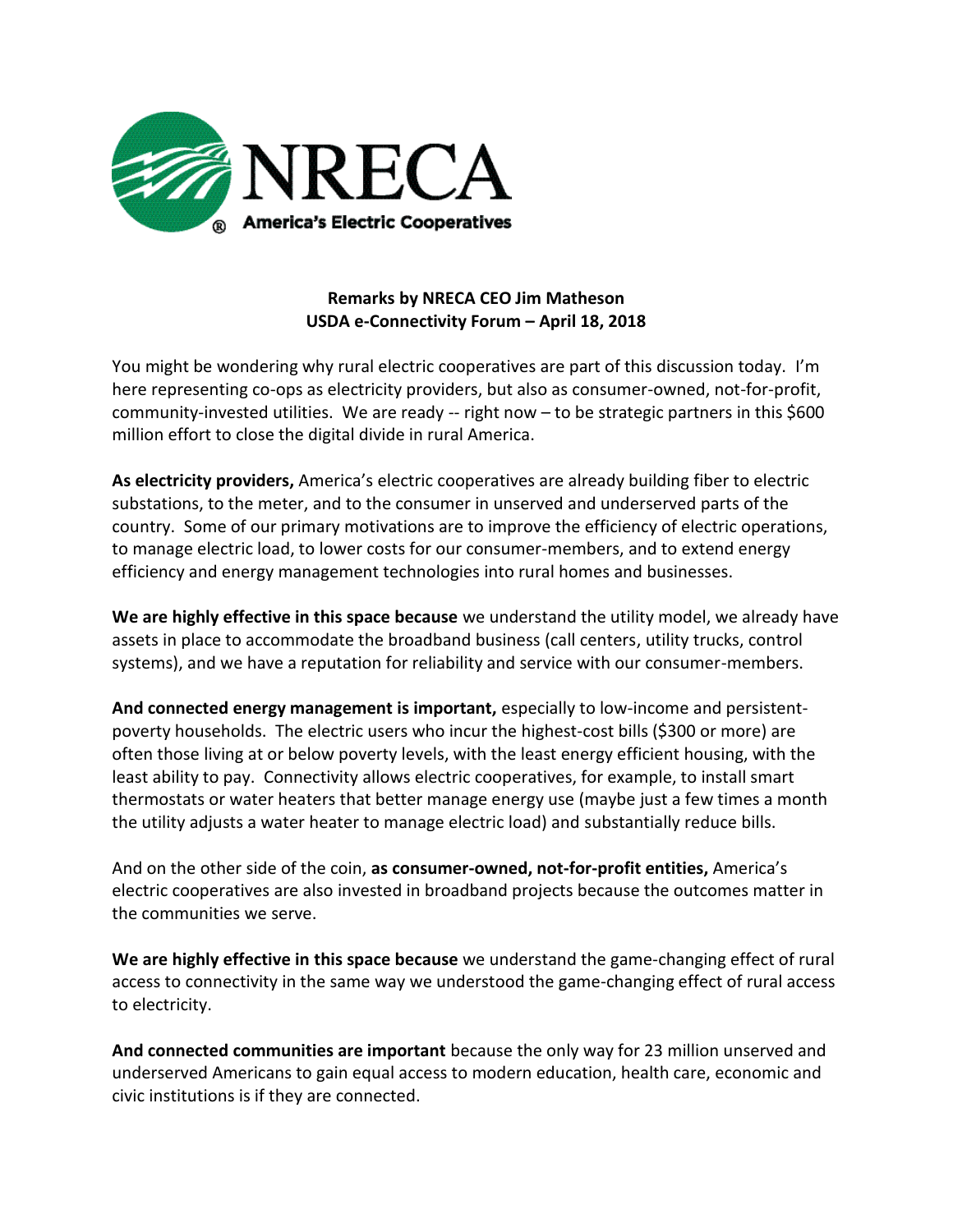NRECA
America's Electric Cooperatives

**Remarks by NRECA CEO Jim Matheson**
**USDA e-Connectivity Forum – April 18, 2018**

You might be wondering why rural electric cooperatives are part of this discussion today. I'm here representing co-ops as electricity providers, but also as consumer-owned, not-for-profit, community-invested utilities. We are ready -- right now – to be strategic partners in this $600 million effort to close the digital divide in rural America.

**As electricity providers,** America's electric cooperatives are already building fiber to electric substations, to the meter, and to the consumer in unserved and underserved parts of the country. Some of our primary motivations are to improve the efficiency of electric operations, to manage electric load, to lower costs for our consumer-members, and to extend energy efficiency and energy management technologies into rural homes and businesses.

**We are highly effective in this space because** we understand the utility model, we already have assets in place to accommodate the broadband business (call centers, utility trucks, control systems), and we have a reputation for reliability and service with our consumer-members.

**And connected energy management is important,** especially to low-income and persistent-poverty households. The electric users who incur the highest-cost bills ($300 or more) are often those living at or below poverty levels, with the least energy efficient housing, with the least ability to pay. Connectivity allows electric cooperatives, for example, to install smart thermostats or water heaters that better manage energy use (maybe just a few times a month the utility adjusts a water heater to manage electric load) and substantially reduce bills.

And on the other side of the coin, **as consumer-owned, not-for-profit entities,** America's electric cooperatives are also invested in broadband projects because the outcomes matter in the communities we serve.

**We are highly effective in this space because** we understand the game-changing effect of rural access to connectivity in the same way we understood the game-changing effect of rural access to electricity.

**And connected communities are important** because the only way for 23 million unserved and underserved Americans to gain equal access to modern education, health care, economic and civic institutions is if they are connected.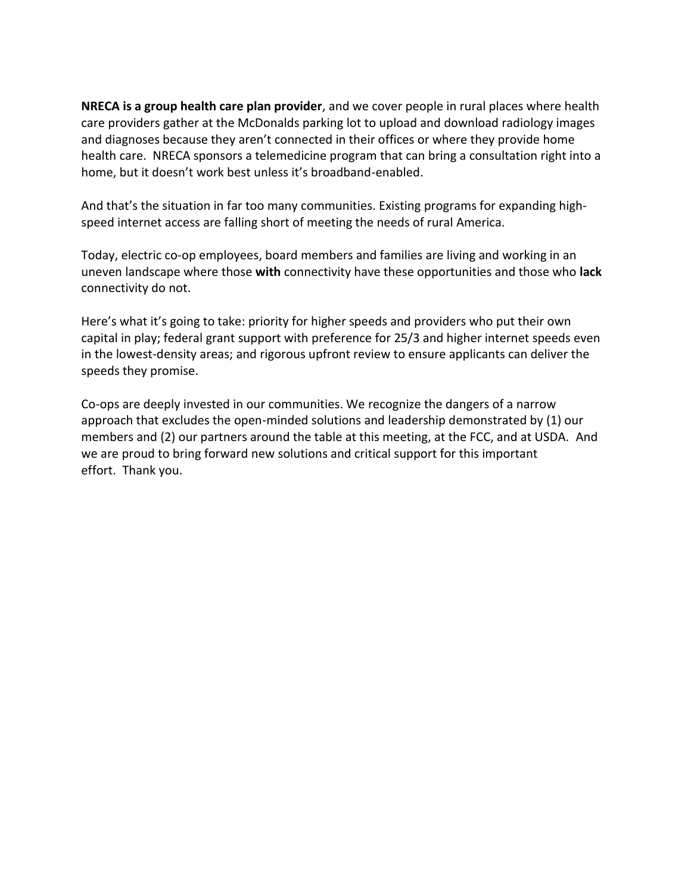**NRECA is a group health care plan provider**, and we cover people in rural places where health care providers gather at the McDonalds parking lot to upload and download radiology images and diagnoses because they aren't connected in their offices or where they provide home health care. NRECA sponsors a telemedicine program that can bring a consultation right into a home, but it doesn't work best unless it's broadband-enabled.

And that's the situation in far too many communities. Existing programs for expanding high-speed internet access are falling short of meeting the needs of rural America.

Today, electric co-op employees, board members and families are living and working in an uneven landscape where those **with** connectivity have these opportunities and those who **lack** connectivity do not.

Here's what it's going to take: priority for higher speeds and providers who put their own capital in play; federal grant support with preference for 25/3 and higher internet speeds even in the lowest-density areas; and rigorous upfront review to ensure applicants can deliver the speeds they promise.

Co-ops are deeply invested in our communities. We recognize the dangers of a narrow approach that excludes the open-minded solutions and leadership demonstrated by (1) our members and (2) our partners around the table at this meeting, at the FCC, and at USDA. And we are proud to bring forward new solutions and critical support for this important effort. Thank you.